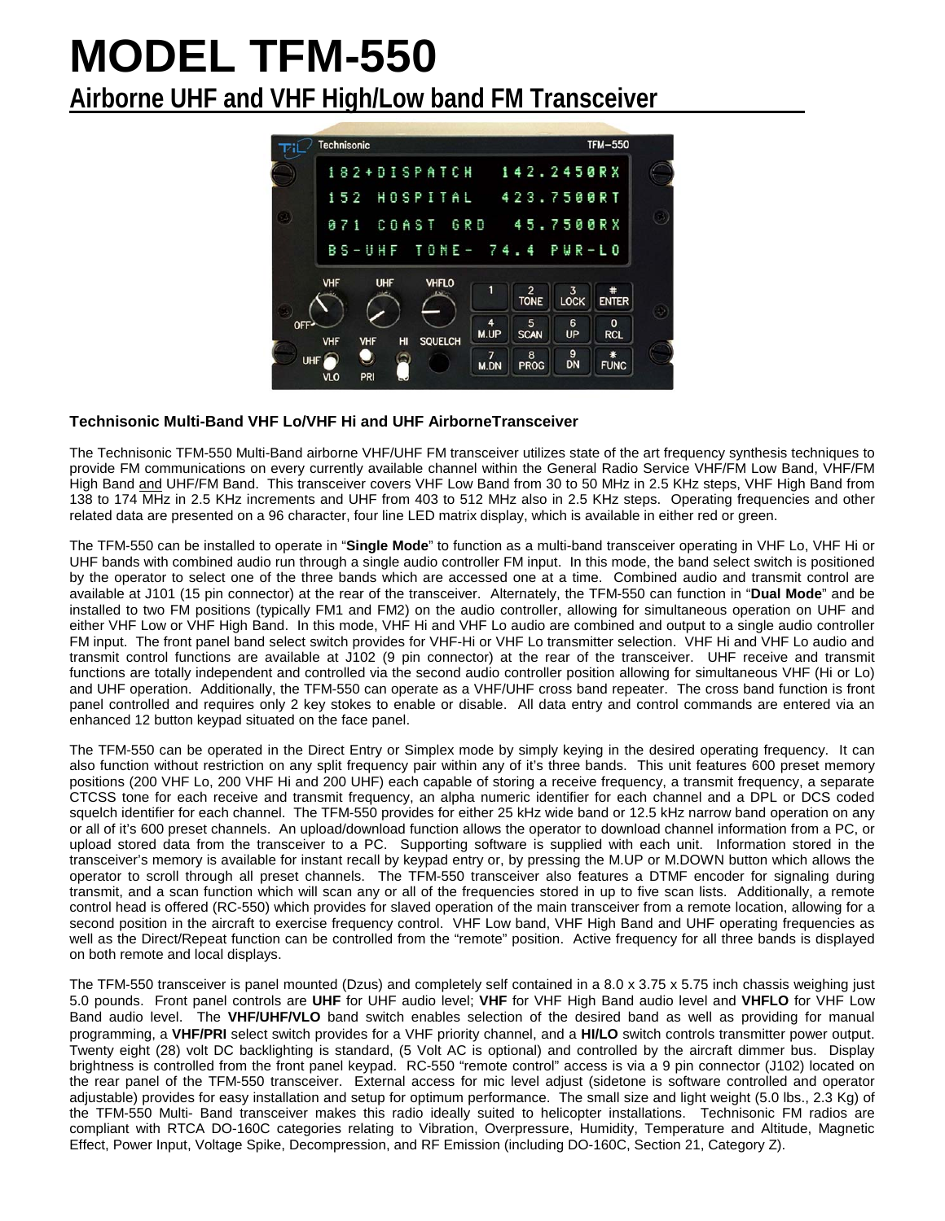# MODEL TFM-550

## Airborne UHF and VHF High/Low band FM Transceiver

### Technisonic Multi-Band VHF Lo/VHF Hi and UHF AirborneTransceiver

The Technisonic TFM-550 Multi-Band airborne VHF/UHF FM transceiver utilizes state of the art frequency synthesis techniques to provide FM communications on every currently available channel within the General Radio Service VHF/FM Low Band, VHF/FM High Band and UHF/FM Band. This transceiver covers VHF Low Band from 30 to 50 MHz in 2.5 KHz steps, VHF High Band from 138 to 174 MHz in 2.5 KHz increments and UHF from 403 to 512 MHz also in 2.5 KHz steps. Operating frequencies and other related data are presented on a 96 character, four line LED matrix display, which is available in either red or green.

The TFM-550 can be installed to operate in "**Single Mode**" to function as a multi-band transceiver operating in VHF Lo, VHF Hi or UHF bands with combined audio run through a single audio controller FM input. In this mode, the band select switch is positioned by the operator to select one of the three bands which are accessed one at a time. Combined audio and transmit control are available at J101 (15 pin connector) at the rear of the transceiver. Alternately, the TFM-550 can function in "**Dual Mode**" and be installed to two FM positions (typically FM1 and FM2) on the audio controller, allowing for simultaneous operation on UHF and either VHF Low or VHF High Band. In this mode, VHF Hi and VHF Lo audio are combined and output to a single audio controller FM input. The front panel band select switch provides for VHF-Hi or VHF Lo transmitter selection. VHF Hi and VHF Lo audio and transmit control functions are available at J102 (9 pin connector) at the rear of the transceiver. UHF receive and transmit functions are totally independent and controlled via the second audio controller position allowing for simultaneous VHF (Hi or Lo) and UHF operation. Additionally, the TFM-550 can operate as a VHF/UHF cross band repeater. The cross band function is front panel controlled and requires only 2 key stokes to enable or disable. All data entry and control commands are entered via an enhanced 12 button keypad situated on the face panel.

The TFM-550 can be operated in the Direct Entry or Simplex mode by simply keying in the desired operating frequency. It can also function without restriction on any split frequency pair within any of it's three bands. This unit features 600 preset memory positions (200 VHF Lo, 200 VHF Hi and 200 UHF) each capable of storing a receive frequency, a transmit frequency, a separate CTCSS tone for each receive and transmit frequency, an alpha numeric identifier for each channel and a DPL or DCS coded squelch identifier for each channel. The TFM-550 provides for either 25 kHz wide band or 12.5 kHz narrow band operation on any or all of it's 600 preset channels. An upload/download function allows the operator to download channel information from a PC, or upload stored data from the transceiver to a PC. Supporting software is supplied with each unit. Information stored in the transceiver's memory is available for instant recall by keypad entry or, by pressing the M.UP or M.DOWN button which allows the operator to scroll through all preset channels. The TFM-550 transceiver also features a DTMF encoder for signaling during transmit, and a scan function which will scan any or all of the frequencies stored in up to five scan lists. Additionally, a remote control head is offered (RC-550) which provides for slaved operation of the main transceiver from a remote location, allowing for a second position in the aircraft to exercise frequency control. VHF Low band, VHF High Band and UHF operating frequencies as well as the Direct/Repeat function can be controlled from the "remote" position. Active frequency for all three bands is displayed on both remote and local displays.

The TFM-550 transceiver is panel mounted (Dzus) and completely self contained in a 8.0 x 3.75 x 5.75 inch chassis weighing just 5.0 pounds. Front panel controls are **UHF** for UHF audio level; **VHF** for VHF High Band audio level and **VHFLO** for VHF Low Band audio level. The **VHF/UHF/VLO** band switch enables selection of the desired band as well as providing for manual programming, a **VHF/PRI** select switch provides for a VHF priority channel, and a **HI/LO** switch controls transmitter power output. Twenty eight (28) volt DC backlighting is standard, (5 Volt AC is optional) and controlled by the aircraft dimmer bus. Display brightness is controlled from the front panel keypad. RC-550 "remote control" access is via a 9 pin connector (J102) located on the rear panel of the TFM-550 transceiver. External access for mic level adjust (sidetone is software controlled and operator adjustable) provides for easy installation and setup for optimum performance. The small size and light weight (5.0 lbs., 2.3 Kg) of the TFM-550 Multi- Band transceiver makes this radio ideally suited to helicopter installations. Technisonic FM radios are compliant with RTCA DO-160C categories relating to Vibration, Overpressure, Humidity, Temperature and Altitude, Magnetic Effect, Power Input, Voltage Spike, Decompression, and RF Emission (including DO-160C, Section 21, Category Z).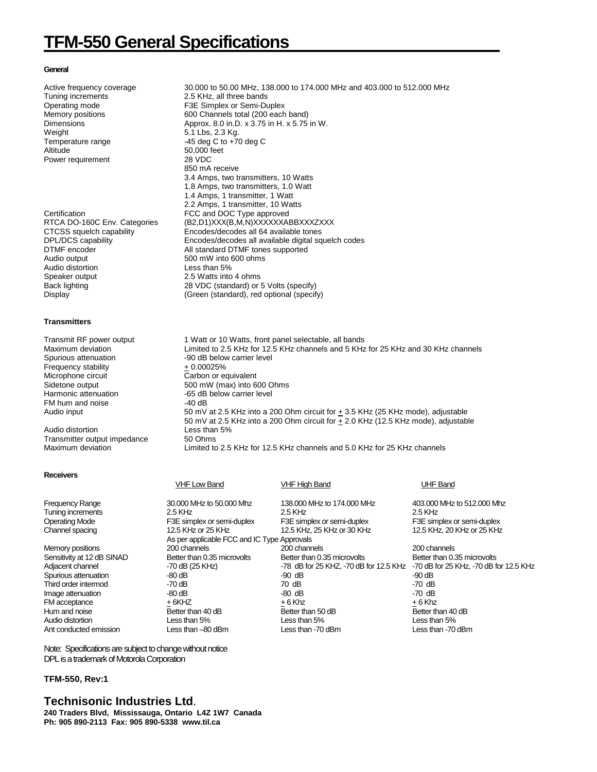# TFM-550 General Specifications

#### General

| | |
|---|---|
| Active frequency coverage | 30.000 to 50.00 MHz, 138.000 to 174.000 MHz and 403.000 to 512.000 MHz |
| Tuning increments | 2.5 KHz, all three bands |
| Operating mode | F3E Simplex or Semi-Duplex |
| Memory positions | 600 Channels total (200 each band) |
| Dimensions | Approx. 8.0 in.D. x 3.75 in H. x 5.75 in W. |
| Weight | 5.1 Lbs, 2.3 Kg. |
| Temperature range | -45 deg C to +70 deg C |
| Altitude | 50,000 feet |
| Power requirement | 28 VDC<br>850 mA receive<br>3.4 Amps, two transmitters, 10 Watts<br>1.8 Amps, two transmitters, 1.0 Watt<br>1.4 Amps, 1 transmitter, 1 Watt<br>2.2 Amps, 1 transmitter, 10 Watts |
| Certification | FCC and DOC Type approved |
| RTCA DO-160C Env. Categories | (B2,D1)XXX(B,M,N)XXXXXXABBXXXZXXX |
| CTCSS squelch capability | Encodes/decodes all 64 available tones |
| DPL/DCS capability | Encodes/decodes all available digital squelch codes |
| DTMF encoder | All standard DTMF tones supported |
| Audio output | 500 mW into 600 ohms |
| Audio distortion | Less than 5% |
| Speaker output | 2.5 Watts into 4 ohms |
| Back lighting | 28 VDC (standard) or 5 Volts (specify) |
| Display | (Green (standard), red optional (specify) |

#### Transmitters

| | |
|---|---|
| Transmit RF power output | 1 Watt or 10 Watts, front panel selectable, all bands |
| Maximum deviation | Limited to 2.5 KHz for 12.5 KHz channels and 5 KHz for 25 KHz and 30 KHz channels |
| Spurious attenuation | -90 dB below carrier level |
| Frequency stability | ± 0.00025% |
| Microphone circuit | Carbon or equivalent |
| Sidetone output | 500 mW (max) into 600 Ohms |
| Harmonic attenuation | -65 dB below carrier level |
| FM hum and noise | -40 dB |
| Audio input | 50 mV at 2.5 KHz into a 200 Ohm circuit for ± 3.5 KHz (25 KHz mode), adjustable<br>50 mV at 2.5 KHz into a 200 Ohm circuit for ± 2.0 KHz (12.5 KHz mode), adjustable |
| Audio distortion | Less than 5% |
| Transmitter output impedance | 50 Ohms |
| Maximum deviation | Limited to 2.5 KHz for 12.5 KHz channels and 5.0 KHz for 25 KHz channels |

#### Receivers

| | VHF Low Band | VHF High Band | UHF Band |
|---|---|---|---|
| Frequency Range | 30.000 MHz to 50.000 Mhz | 138.000 MHz to 174.000 MHz | 403.000 MHz to 512.000 Mhz |
| Tuning increments | 2.5 KHz | 2.5 KHz | 2.5 KHz |
| Operating Mode | F3E simplex or semi-duplex | F3E simplex or semi-duplex | F3E simplex or semi-duplex |
| Channel spacing | 12.5 KHz or 25 KHz<br>As per applicable FCC and IC Type Approvals | 12.5 KHz, 25 KHz or 30 KHz | 12.5 KHz, 20 KHz or 25 KHz |
| Memory positions | 200 channels | 200 channels | 200 channels |
| Sensitivity at 12 dB SINAD | Better than 0.35 microvolts | Better than 0.35 microvolts | Better than 0.35 microvolts |
| Adjacent channel | -70 dB (25 KHz) | -78 dB for 25 KHZ, -70 dB for 12.5 KHz | -70 dB for 25 KHz, -70 dB for 12.5 KHz |
| Spurious attenuation | -80 dB | -90 dB | -90 dB |
| Third order intermod | -70 dB | 70 dB | -70 dB |
| Image attenuation | -80 dB | -80 dB | -70 dB |
| FM acceptance | ± 6KHZ | ± 6 Khz | ± 6 Khz |
| Hum and noise | Better than 40 dB | Better than 50 dB | Better than 40 dB |
| Audio distortion | Less than 5% | Less than 5% | Less than 5% |
| Ant conducted emission | Less than –80 dBm | Less than -70 dBm | Less than -70 dBm |

Note: Specifications are subject to change without notice
DPL is a trademark of Motorola Corporation

**TFM-550, Rev:1**

## Technisonic Industries Ltd.

**240 Traders Blvd, Mississauga, Ontario L4Z 1W7 Canada**
**Ph: 905 890-2113 Fax: 905 890-5338 www.til.ca**